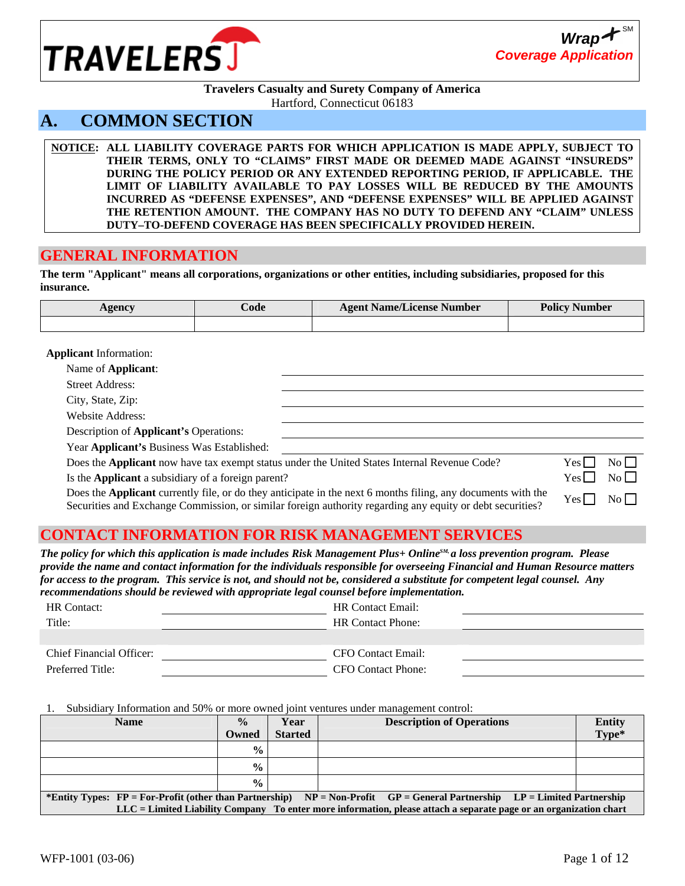**TRAVELERS**

**Wrap+** [SM]
**Coverage Application**

**Travelers Casualty and Surety Company of America**
Hartford, Connecticut 06183

# A. COMMON SECTION

**NOTICE: ALL LIABILITY COVERAGE PARTS FOR WHICH APPLICATION IS MADE APPLY, SUBJECT TO THEIR TERMS, ONLY TO "CLAIMS" FIRST MADE OR DEEMED MADE AGAINST "INSUREDS" DURING THE POLICY PERIOD OR ANY EXTENDED REPORTING PERIOD, IF APPLICABLE. THE LIMIT OF LIABILITY AVAILABLE TO PAY LOSSES WILL BE REDUCED BY THE AMOUNTS INCURRED AS "DEFENSE EXPENSES", AND "DEFENSE EXPENSES" WILL BE APPLIED AGAINST THE RETENTION AMOUNT. THE COMPANY HAS NO DUTY TO DEFEND ANY "CLAIM" UNLESS DUTY–TO-DEFEND COVERAGE HAS BEEN SPECIFICALLY PROVIDED HEREIN.**

## GENERAL INFORMATION

**The term "Applicant" means all corporations, organizations or other entities, including subsidiaries, proposed for this insurance.**

| Agency | Code | Agent Name/License Number | Policy Number |
|---|---|---|---|
| | | | |

**Applicant** Information:

Name of **Applicant**: ______________________

Street Address: ______________________

City, State, Zip: ______________________

Website Address: ______________________

Description of **Applicant's** Operations: ______________________

Year **Applicant's** Business Was Established: ______________________

Does the **Applicant** now have tax exempt status under the United States Internal Revenue Code? Yes ☐ No ☐

Is the **Applicant** a subsidiary of a foreign parent? Yes ☐ No ☐

Does the **Applicant** currently file, or do they anticipate in the next 6 months filing, any documents with the Securities and Exchange Commission, or similar foreign authority regarding any equity or debt securities? Yes ☐ No ☐

## CONTACT INFORMATION FOR RISK MANAGEMENT SERVICES

***The policy for which this application is made includes Risk Management Plus+ Online[SM], a loss prevention program. Please provide the name and contact information for the individuals responsible for overseeing Financial and Human Resource matters for access to the program. This service is not, and should not be, considered a substitute for competent legal counsel. Any recommendations should be reviewed with appropriate legal counsel before implementation.***

HR Contact: ______________________ HR Contact Email: ______________________

Title: ______________________ HR Contact Phone: ______________________

Chief Financial Officer: ______________________ CFO Contact Email: ______________________

Preferred Title: ______________________ CFO Contact Phone: ______________________

1. Subsidiary Information and 50% or more owned joint ventures under management control:

| Name | % Owned | Year Started | Description of Operations | Entity Type* |
|---|---|---|---|---|
| | % | | | |
| | % | | | |
| | % | | | |

***Entity Types: FP = For-Profit (other than Partnership) NP = Non-Profit GP = General Partnership LP = Limited Partnership LLC = Limited Liability Company To enter more information, please attach a separate page or an organization chart**

WFP-1001 (03-06)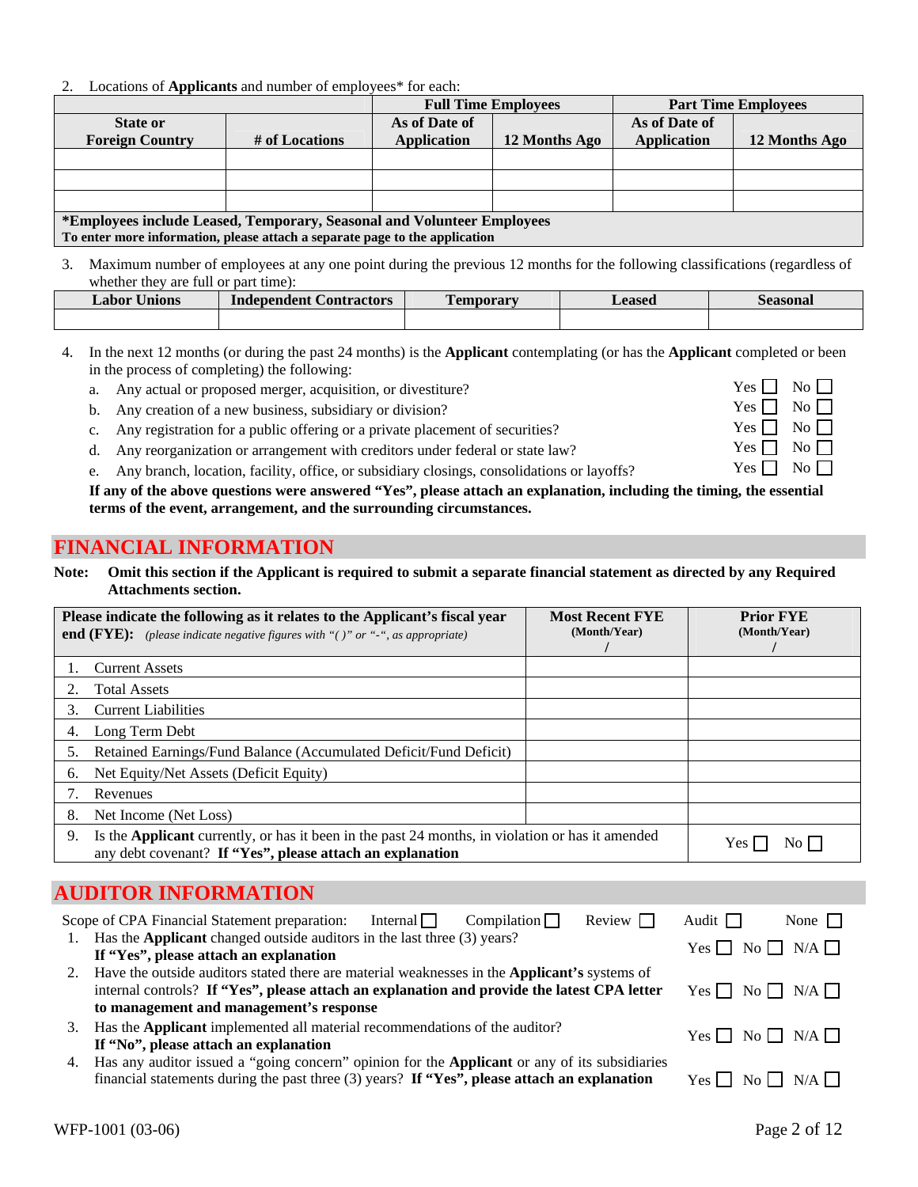2. Locations of **Applicants** and number of employees* for each:

| | | Full Time Employees | | Part Time Employees | |
|---|---|---|---|---|---|
| **State or Foreign Country** | **# of Locations** | **As of Date of Application** | **12 Months Ago** | **As of Date of Application** | **12 Months Ago** |
| | | | | | |
| | | | | | |
| | | | | | |

**\*Employees include Leased, Temporary, Seasonal and Volunteer Employees**
**To enter more information, please attach a separate page to the application**

3. Maximum number of employees at any one point during the previous 12 months for the following classifications (regardless of whether they are full or part time):

| Labor Unions | Independent Contractors | Temporary | Leased | Seasonal |
|---|---|---|---|---|
| | | | | |

4. In the next 12 months (or during the past 24 months) is the **Applicant** contemplating (or has the **Applicant** completed or been in the process of completing) the following:
   a. Any actual or proposed merger, acquisition, or divestiture? Yes ☐ No ☐
   b. Any creation of a new business, subsidiary or division? Yes ☐ No ☐
   c. Any registration for a public offering or a private placement of securities? Yes ☐ No ☐
   d. Any reorganization or arrangement with creditors under federal or state law? Yes ☐ No ☐
   e. Any branch, location, facility, office, or subsidiary closings, consolidations or layoffs? Yes ☐ No ☐

   **If any of the above questions were answered "Yes", please attach an explanation, including the timing, the essential terms of the event, arrangement, and the surrounding circumstances.**

## FINANCIAL INFORMATION

**Note: Omit this section if the Applicant is required to submit a separate financial statement as directed by any Required Attachments section.**

| **Please indicate the following as it relates to the Applicant's fiscal year end (FYE):** *(please indicate negative figures with "( )" or "-", as appropriate)* | **Most Recent FYE (Month/Year)** / | **Prior FYE (Month/Year)** / |
|---|---|---|
| 1. Current Assets | | |
| 2. Total Assets | | |
| 3. Current Liabilities | | |
| 4. Long Term Debt | | |
| 5. Retained Earnings/Fund Balance (Accumulated Deficit/Fund Deficit) | | |
| 6. Net Equity/Net Assets (Deficit Equity) | | |
| 7. Revenues | | |
| 8. Net Income (Net Loss) | | |
| 9. Is the **Applicant** currently, or has it been in the past 24 months, in violation or has it amended any debt covenant? **If "Yes", please attach an explanation** | | Yes ☐ No ☐ |

## AUDITOR INFORMATION

Scope of CPA Financial Statement preparation: Internal ☐ Compilation ☐ Review ☐ Audit ☐ None ☐

1. Has the **Applicant** changed outside auditors in the last three (3) years? **If "Yes", please attach an explanation** Yes ☐ No ☐ N/A ☐
2. Have the outside auditors stated there are material weaknesses in the **Applicant's** systems of internal controls? **If "Yes", please attach an explanation and provide the latest CPA letter to management and management's response** Yes ☐ No ☐ N/A ☐
3. Has the **Applicant** implemented all material recommendations of the auditor? **If "No", please attach an explanation** Yes ☐ No ☐ N/A ☐
4. Has any auditor issued a "going concern" opinion for the **Applicant** or any of its subsidiaries financial statements during the past three (3) years? **If "Yes", please attach an explanation** Yes ☐ No ☐ N/A ☐

WFP-1001 (03-06)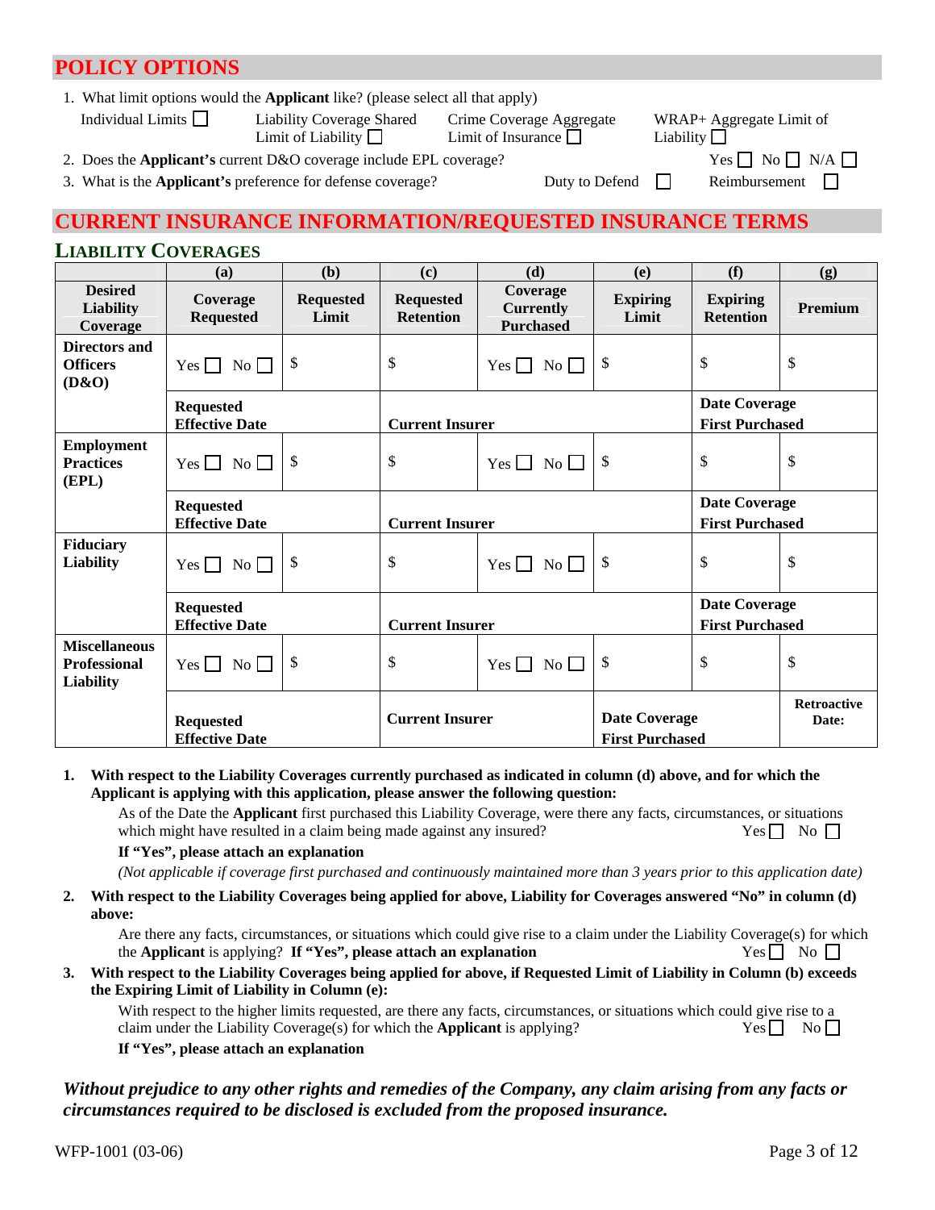## POLICY OPTIONS

1. What limit options would the **Applicant** like? (please select all that apply)

   Individual Limits ☐ Liability Coverage Shared Limit of Liability ☐ Crime Coverage Aggregate Limit of Insurance ☐ WRAP+ Aggregate Limit of Liability ☐

2. Does the **Applicant's** current D&O coverage include EPL coverage? Yes ☐ No ☐ N/A ☐
3. What is the **Applicant's** preference for defense coverage? Duty to Defend ☐ Reimbursement ☐

## CURRENT INSURANCE INFORMATION/REQUESTED INSURANCE TERMS

### LIABILITY COVERAGES

| | (a) | (b) | (c) | (d) | (e) | (f) | (g) |
|---|---|---|---|---|---|---|---|
| **Desired Liability Coverage** | **Coverage Requested** | **Requested Limit** | **Requested Retention** | **Coverage Currently Purchased** | **Expiring Limit** | **Expiring Retention** | **Premium** |
| **Directors and Officers (D&O)** | Yes ☐ No ☐ | $ | $ | Yes ☐ No ☐ | $ | $ | $ |
| | **Requested Effective Date** | | **Current Insurer** | | | **Date Coverage First Purchased** | |
| **Employment Practices (EPL)** | Yes ☐ No ☐ | $ | $ | Yes ☐ No ☐ | $ | $ | $ |
| | **Requested Effective Date** | | **Current Insurer** | | | **Date Coverage First Purchased** | |
| **Fiduciary Liability** | Yes ☐ No ☐ | $ | $ | Yes ☐ No ☐ | $ | $ | $ |
| | **Requested Effective Date** | | **Current Insurer** | | | **Date Coverage First Purchased** | |
| **Miscellaneous Professional Liability** | Yes ☐ No ☐ | $ | $ | Yes ☐ No ☐ | $ | $ | $ |
| | **Requested Effective Date** | | **Current Insurer** | | **Date Coverage First Purchased** | | **Retroactive Date:** |

1. **With respect to the Liability Coverages currently purchased as indicated in column (d) above, and for which the Applicant is applying with this application, please answer the following question:**

   As of the Date the **Applicant** first purchased this Liability Coverage, were there any facts, circumstances, or situations which might have resulted in a claim being made against any insured? Yes ☐ No ☐

   **If "Yes", please attach an explanation**

   *(Not applicable if coverage first purchased and continuously maintained more than 3 years prior to this application date)*

2. **With respect to the Liability Coverages being applied for above, Liability for Coverages answered "No" in column (d) above:**

   Are there any facts, circumstances, or situations which could give rise to a claim under the Liability Coverage(s) for which the **Applicant** is applying? **If "Yes", please attach an explanation** Yes ☐ No ☐

3. **With respect to the Liability Coverages being applied for above, if Requested Limit of Liability in Column (b) exceeds the Expiring Limit of Liability in Column (e):**

   With respect to the higher limits requested, are there any facts, circumstances, or situations which could give rise to a claim under the Liability Coverage(s) for which the **Applicant** is applying? Yes ☐ No ☐

   **If "Yes", please attach an explanation**

***Without prejudice to any other rights and remedies of the Company, any claim arising from any facts or circumstances required to be disclosed is excluded from the proposed insurance.***

WFP-1001 (03-06)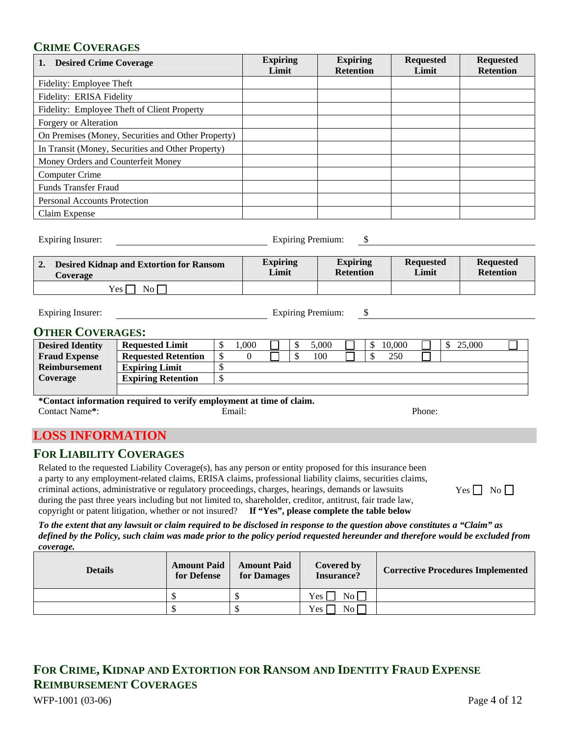## CRIME COVERAGES

| 1. Desired Crime Coverage | Expiring Limit | Expiring Retention | Requested Limit | Requested Retention |
|---|---|---|---|---|
| Fidelity: Employee Theft | | | | |
| Fidelity: ERISA Fidelity | | | | |
| Fidelity: Employee Theft of Client Property | | | | |
| Forgery or Alteration | | | | |
| On Premises (Money, Securities and Other Property) | | | | |
| In Transit (Money, Securities and Other Property) | | | | |
| Money Orders and Counterfeit Money | | | | |
| Computer Crime | | | | |
| Funds Transfer Fraud | | | | |
| Personal Accounts Protection | | | | |
| Claim Expense | | | | |

Expiring Insurer: ______________________ Expiring Premium: $ ______________________

| 2. Desired Kidnap and Extortion for Ransom Coverage | Expiring Limit | Expiring Retention | Requested Limit | Requested Retention |
|---|---|---|---|---|
| Yes ☐ No ☐ | | | | |

Expiring Insurer: ______________________ Expiring Premium: $ ______________________

## OTHER COVERAGES:

| Desired Identity Fraud Expense Reimbursement Coverage | | | | | |
|---|---|---|---|---|---|
| | Requested Limit | $ 1,000 ☐ | $ 5,000 ☐ | $ 10,000 ☐ | $ 25,000 ☐ |
| | Requested Retention | $ 0 ☐ | $ 100 ☐ | $ 250 ☐ | |
| | Expiring Limit | $ | | | |
| | Expiring Retention | $ | | | |

**\*Contact information required to verify employment at time of claim.**

Contact Name**\***: Email: Phone:

# LOSS INFORMATION

## FOR LIABILITY COVERAGES

Related to the requested Liability Coverage(s), has any person or entity proposed for this insurance been a party to any employment-related claims, ERISA claims, professional liability claims, securities claims, criminal actions, administrative or regulatory proceedings, charges, hearings, demands or lawsuits during the past three years including but not limited to, shareholder, creditor, antitrust, fair trade law, copyright or patent litigation, whether or not insured? **If "Yes", please complete the table below** Yes ☐ No ☐

***To the extent that any lawsuit or claim required to be disclosed in response to the question above constitutes a "Claim" as defined by the Policy, such claim was made prior to the policy period requested hereunder and therefore would be excluded from coverage.***

| Details | Amount Paid for Defense | Amount Paid for Damages | Covered by Insurance? | Corrective Procedures Implemented |
|---|---|---|---|---|
| | $ | $ | Yes ☐ No ☐ | |
| | $ | $ | Yes ☐ No ☐ | |

## FOR CRIME, KIDNAP AND EXTORTION FOR RANSOM AND IDENTITY FRAUD EXPENSE REIMBURSEMENT COVERAGES

WFP-1001 (03-06)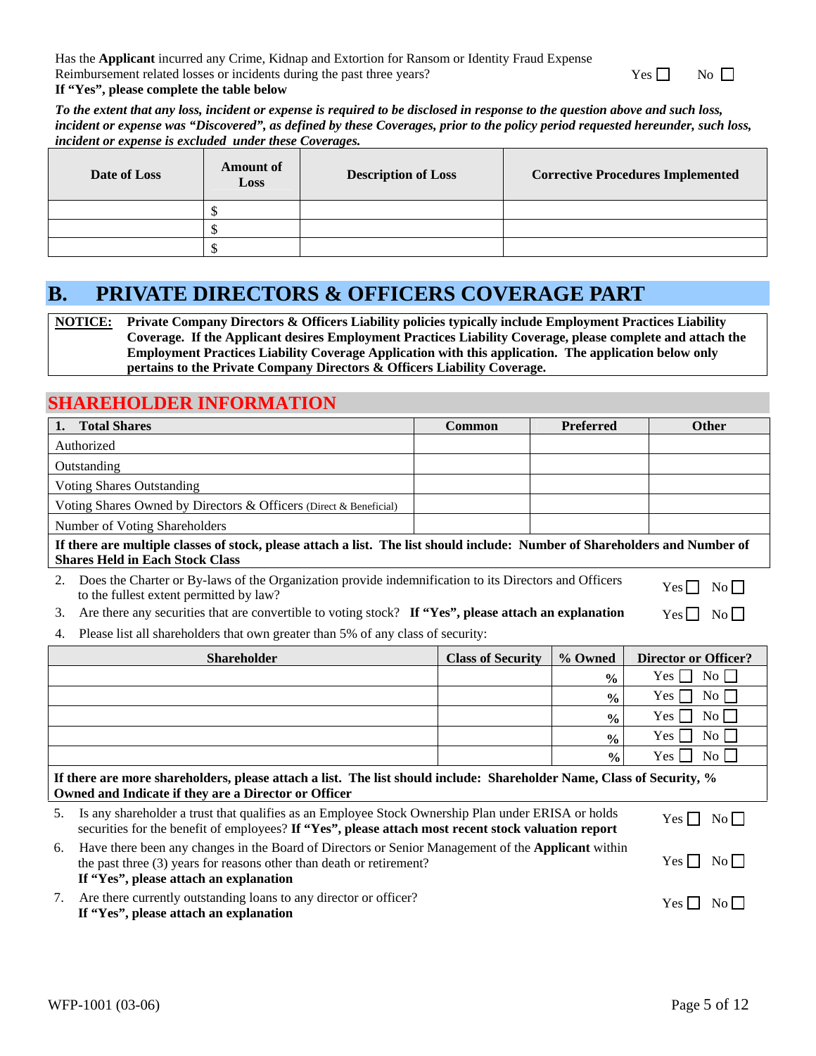Has the **Applicant** incurred any Crime, Kidnap and Extortion for Ransom or Identity Fraud Expense Reimbursement related losses or incidents during the past three years? Yes ☐ No ☐

**If "Yes", please complete the table below**

***To the extent that any loss, incident or expense is required to be disclosed in response to the question above and such loss, incident or expense was "Discovered", as defined by these Coverages, prior to the policy period requested hereunder, such loss, incident or expense is excluded under these Coverages.***

| Date of Loss | Amount of Loss | Description of Loss | Corrective Procedures Implemented |
|---|---|---|---|
| | $ | | |
| | $ | | |
| | $ | | |

# B. PRIVATE DIRECTORS & OFFICERS COVERAGE PART

**NOTICE:** **Private Company Directors & Officers Liability policies typically include Employment Practices Liability Coverage. If the Applicant desires Employment Practices Liability Coverage, please complete and attach the Employment Practices Liability Coverage Application with this application. The application below only pertains to the Private Company Directors & Officers Liability Coverage.**

## SHAREHOLDER INFORMATION

| 1. Total Shares | Common | Preferred | Other |
|---|---|---|---|
| Authorized | | | |
| Outstanding | | | |
| Voting Shares Outstanding | | | |
| Voting Shares Owned by Directors & Officers (Direct & Beneficial) | | | |
| Number of Voting Shareholders | | | |

**If there are multiple classes of stock, please attach a list. The list should include: Number of Shareholders and Number of Shares Held in Each Stock Class**

2. Does the Charter or By-laws of the Organization provide indemnification to its Directors and Officers to the fullest extent permitted by law? Yes ☐ No ☐
3. Are there any securities that are convertible to voting stock? **If "Yes", please attach an explanation** Yes ☐ No ☐
4. Please list all shareholders that own greater than 5% of any class of security:

| Shareholder | Class of Security | % Owned | Director or Officer? |
|---|---|---|---|
| | | % | Yes ☐ No ☐ |
| | | % | Yes ☐ No ☐ |
| | | % | Yes ☐ No ☐ |
| | | % | Yes ☐ No ☐ |
| | | % | Yes ☐ No ☐ |

**If there are more shareholders, please attach a list. The list should include: Shareholder Name, Class of Security, % Owned and Indicate if they are a Director or Officer**

5. Is any shareholder a trust that qualifies as an Employee Stock Ownership Plan under ERISA or holds securities for the benefit of employees? **If "Yes", please attach most recent stock valuation report** Yes ☐ No ☐
6. Have there been any changes in the Board of Directors or Senior Management of the **Applicant** within the past three (3) years for reasons other than death or retirement? **If "Yes", please attach an explanation** Yes ☐ No ☐
7. Are there currently outstanding loans to any director or officer? **If "Yes", please attach an explanation** Yes ☐ No ☐

WFP-1001 (03-06)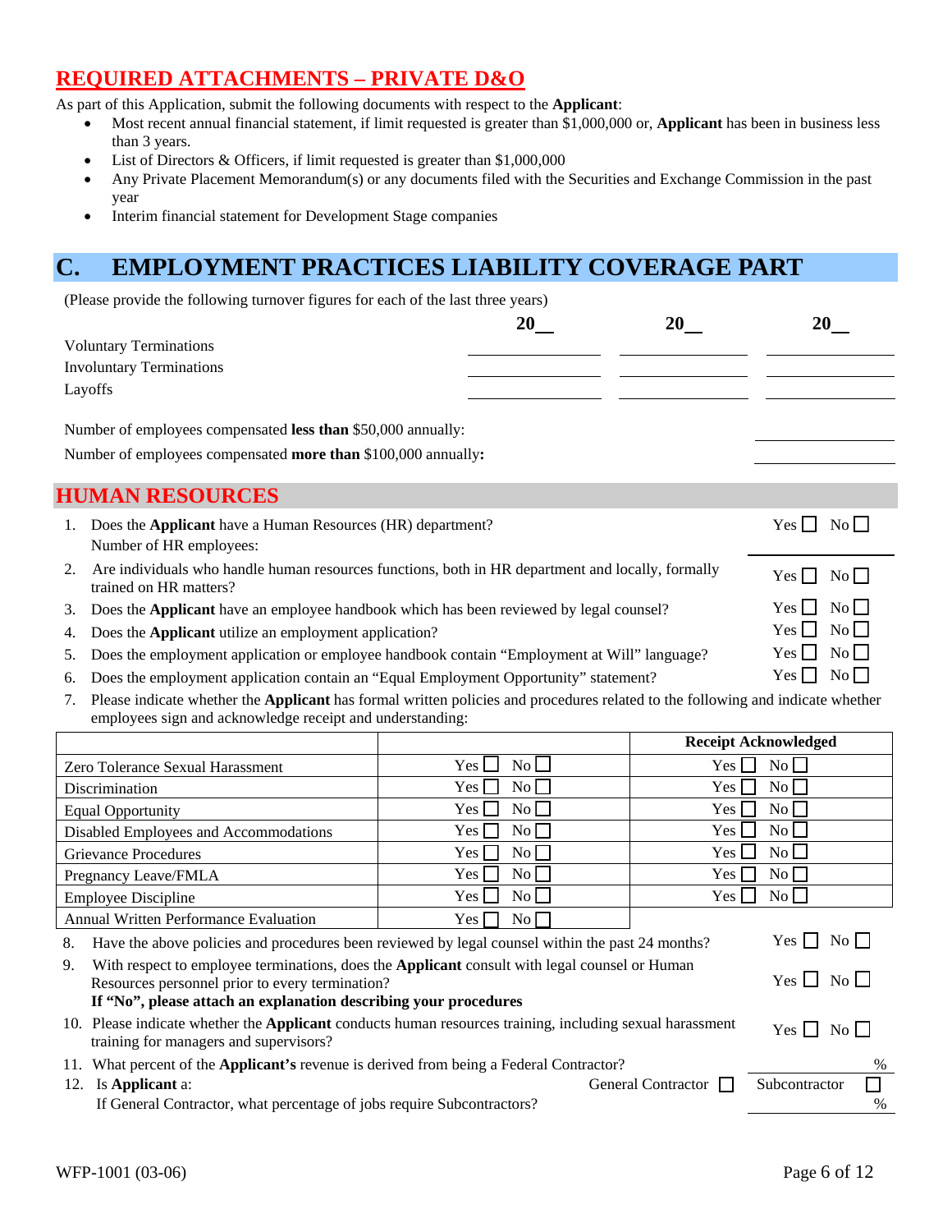## REQUIRED ATTACHMENTS – PRIVATE D&O

As part of this Application, submit the following documents with respect to the **Applicant**:

- Most recent annual financial statement, if limit requested is greater than $1,000,000 or, **Applicant** has been in business less than 3 years.
- List of Directors & Officers, if limit requested is greater than $1,000,000
- Any Private Placement Memorandum(s) or any documents filed with the Securities and Exchange Commission in the past year
- Interim financial statement for Development Stage companies

# C. EMPLOYMENT PRACTICES LIABILITY COVERAGE PART

(Please provide the following turnover figures for each of the last three years)

| | 20__ | 20__ | 20__ |
|---|---|---|---|
| Voluntary Terminations | ________ | ________ | ________ |
| Involuntary Terminations | ________ | ________ | ________ |
| Layoffs | ________ | ________ | ________ |

Number of employees compensated **less than** $50,000 annually: ________

Number of employees compensated **more than** $100,000 annually**:** ________

## HUMAN RESOURCES

1. Does the **Applicant** have a Human Resources (HR) department? Yes ☐ No ☐
   Number of HR employees: ________
2. Are individuals who handle human resources functions, both in HR department and locally, formally trained on HR matters? Yes ☐ No ☐
3. Does the **Applicant** have an employee handbook which has been reviewed by legal counsel? Yes ☐ No ☐
4. Does the **Applicant** utilize an employment application? Yes ☐ No ☐
5. Does the employment application or employee handbook contain "Employment at Will" language? Yes ☐ No ☐
6. Does the employment application contain an "Equal Employment Opportunity" statement? Yes ☐ No ☐
7. Please indicate whether the **Applicant** has formal written policies and procedures related to the following and indicate whether employees sign and acknowledge receipt and understanding:

| | | Receipt Acknowledged |
|---|---|---|
| Zero Tolerance Sexual Harassment | Yes ☐ No ☐ | Yes ☐ No ☐ |
| Discrimination | Yes ☐ No ☐ | Yes ☐ No ☐ |
| Equal Opportunity | Yes ☐ No ☐ | Yes ☐ No ☐ |
| Disabled Employees and Accommodations | Yes ☐ No ☐ | Yes ☐ No ☐ |
| Grievance Procedures | Yes ☐ No ☐ | Yes ☐ No ☐ |
| Pregnancy Leave/FMLA | Yes ☐ No ☐ | Yes ☐ No ☐ |
| Employee Discipline | Yes ☐ No ☐ | Yes ☐ No ☐ |
| Annual Written Performance Evaluation | Yes ☐ No ☐ | |

8. Have the above policies and procedures been reviewed by legal counsel within the past 24 months? Yes ☐ No ☐
9. With respect to employee terminations, does the **Applicant** consult with legal counsel or Human Resources personnel prior to every termination? Yes ☐ No ☐
   **If "No", please attach an explanation describing your procedures**
10. Please indicate whether the **Applicant** conducts human resources training, including sexual harassment training for managers and supervisors? Yes ☐ No ☐
11. What percent of the **Applicant's** revenue is derived from being a Federal Contractor? ________%
12. Is **Applicant** a: General Contractor ☐ Subcontractor ☐
    If General Contractor, what percentage of jobs require Subcontractors? ________%

WFP-1001 (03-06)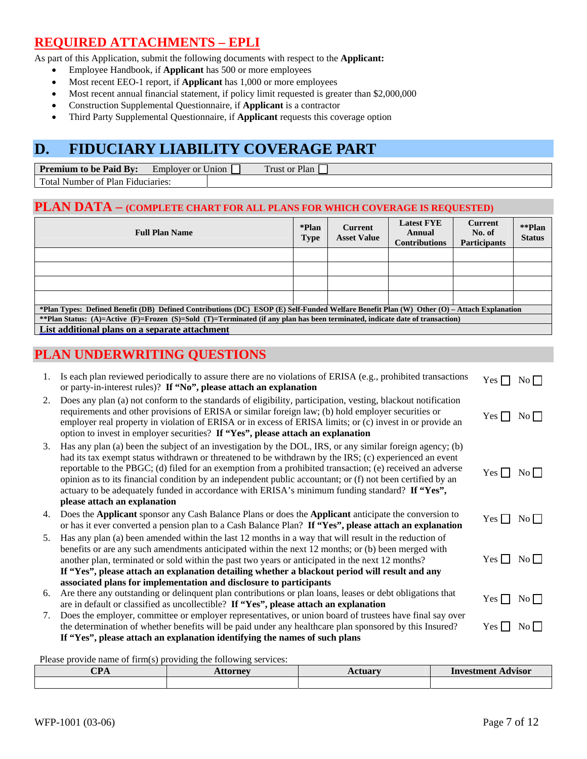## REQUIRED ATTACHMENTS – EPLI

As part of this Application, submit the following documents with respect to the **Applicant:**

- Employee Handbook, if **Applicant** has 500 or more employees
- Most recent EEO-1 report, if **Applicant** has 1,000 or more employees
- Most recent annual financial statement, if policy limit requested is greater than $2,000,000
- Construction Supplemental Questionnaire, if **Applicant** is a contractor
- Third Party Supplemental Questionnaire, if **Applicant** requests this coverage option

# D. FIDUCIARY LIABILITY COVERAGE PART

| **Premium to be Paid By:** Employer or Union ☐ Trust or Plan ☐ | |
|---|---|
| Total Number of Plan Fiduciaries: | |

## PLAN DATA – (COMPLETE CHART FOR ALL PLANS FOR WHICH COVERAGE IS REQUESTED)

| Full Plan Name | *Plan Type | Current Asset Value | Latest FYE Annual Contributions | Current No. of Participants | **Plan Status |
|---|---|---|---|---|---|
| | | | | | |
| | | | | | |
| | | | | | |
| | | | | | |

**\*Plan Types: Defined Benefit (DB) Defined Contributions (DC) ESOP (E) Self-Funded Welfare Benefit Plan (W) Other (O) – Attach Explanation**

**\*\*Plan Status: (A)=Active (F)=Frozen (S)=Sold (T)=Terminated (if any plan has been terminated, indicate date of transaction)**

**List additional plans on a separate attachment**

## PLAN UNDERWRITING QUESTIONS

1. Is each plan reviewed periodically to assure there are no violations of ERISA (e.g., prohibited transactions or party-in-interest rules)? **If "No", please attach an explanation** Yes ☐ No ☐
2. Does any plan (a) not conform to the standards of eligibility, participation, vesting, blackout notification requirements and other provisions of ERISA or similar foreign law; (b) hold employer securities or employer real property in violation of ERISA or in excess of ERISA limits; or (c) invest in or provide an option to invest in employer securities? **If "Yes", please attach an explanation** Yes ☐ No ☐
3. Has any plan (a) been the subject of an investigation by the DOL, IRS, or any similar foreign agency; (b) had its tax exempt status withdrawn or threatened to be withdrawn by the IRS; (c) experienced an event reportable to the PBGC; (d) filed for an exemption from a prohibited transaction; (e) received an adverse opinion as to its financial condition by an independent public accountant; or (f) not been certified by an actuary to be adequately funded in accordance with ERISA's minimum funding standard? **If "Yes", please attach an explanation** Yes ☐ No ☐
4. Does the **Applicant** sponsor any Cash Balance Plans or does the **Applicant** anticipate the conversion to or has it ever converted a pension plan to a Cash Balance Plan? **If "Yes", please attach an explanation** Yes ☐ No ☐
5. Has any plan (a) been amended within the last 12 months in a way that will result in the reduction of benefits or are any such amendments anticipated within the next 12 months; or (b) been merged with another plan, terminated or sold within the past two years or anticipated in the next 12 months? **If "Yes", please attach an explanation detailing whether a blackout period will result and any associated plans for implementation and disclosure to participants** Yes ☐ No ☐
6. Are there any outstanding or delinquent plan contributions or plan loans, leases or debt obligations that are in default or classified as uncollectible? **If "Yes", please attach an explanation** Yes ☐ No ☐
7. Does the employer, committee or employer representatives, or union board of trustees have final say over the determination of whether benefits will be paid under any healthcare plan sponsored by this Insured? **If "Yes", please attach an explanation identifying the names of such plans** Yes ☐ No ☐

Please provide name of firm(s) providing the following services:

| CPA | Attorney | Actuary | Investment Advisor |
|---|---|---|---|
| | | | |

WFP-1001 (03-06)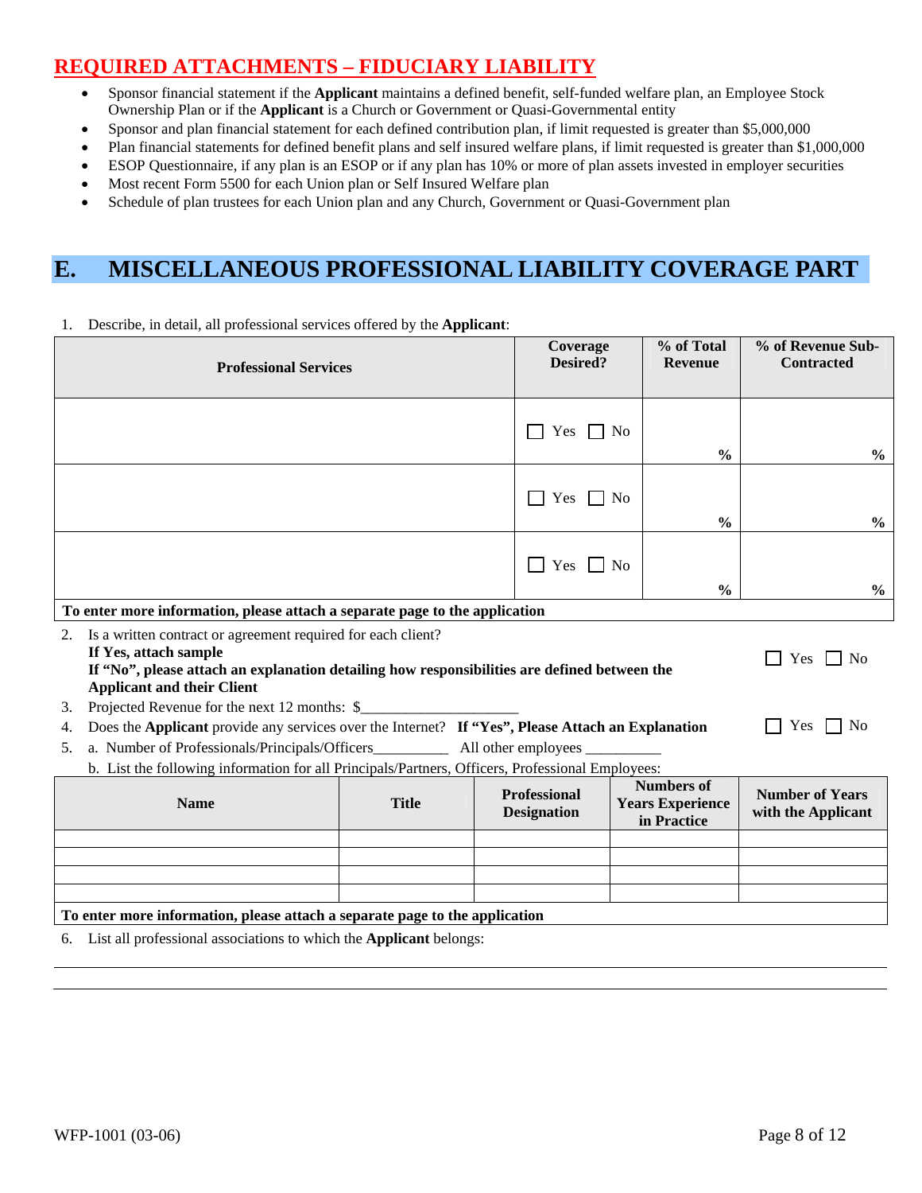## REQUIRED ATTACHMENTS – FIDUCIARY LIABILITY

- Sponsor financial statement if the **Applicant** maintains a defined benefit, self-funded welfare plan, an Employee Stock Ownership Plan or if the **Applicant** is a Church or Government or Quasi-Governmental entity
- Sponsor and plan financial statement for each defined contribution plan, if limit requested is greater than $5,000,000
- Plan financial statements for defined benefit plans and self insured welfare plans, if limit requested is greater than $1,000,000
- ESOP Questionnaire, if any plan is an ESOP or if any plan has 10% or more of plan assets invested in employer securities
- Most recent Form 5500 for each Union plan or Self Insured Welfare plan
- Schedule of plan trustees for each Union plan and any Church, Government or Quasi-Government plan

# E. MISCELLANEOUS PROFESSIONAL LIABILITY COVERAGE PART

1. Describe, in detail, all professional services offered by the **Applicant**:

| Professional Services | Coverage Desired? | % of Total Revenue | % of Revenue Sub-Contracted |
|---|---|---|---|
| | ☐ Yes ☐ No | % | % |
| | ☐ Yes ☐ No | % | % |
| | ☐ Yes ☐ No | % | % |
| **To enter more information, please attach a separate page to the application** | | | |

2. Is a written contract or agreement required for each client? ☐ Yes ☐ No
   **If Yes, attach sample**
   **If "No", please attach an explanation detailing how responsibilities are defined between the Applicant and their Client**
3. Projected Revenue for the next 12 months: $____________________
4. Does the **Applicant** provide any services over the Internet? **If "Yes", Please Attach an Explanation** ☐ Yes ☐ No
5. a. Number of Professionals/Principals/Officers__________ All other employees __________
   b. List the following information for all Principals/Partners, Officers, Professional Employees:

| Name | Title | Professional Designation | Numbers of Years Experience in Practice | Number of Years with the Applicant |
|---|---|---|---|---|
| | | | | |
| | | | | |
| | | | | |
| | | | | |
| **To enter more information, please attach a separate page to the application** | | | | |

6. List all professional associations to which the **Applicant** belongs:

______________________________________________________________________________

______________________________________________________________________________

WFP-1001 (03-06)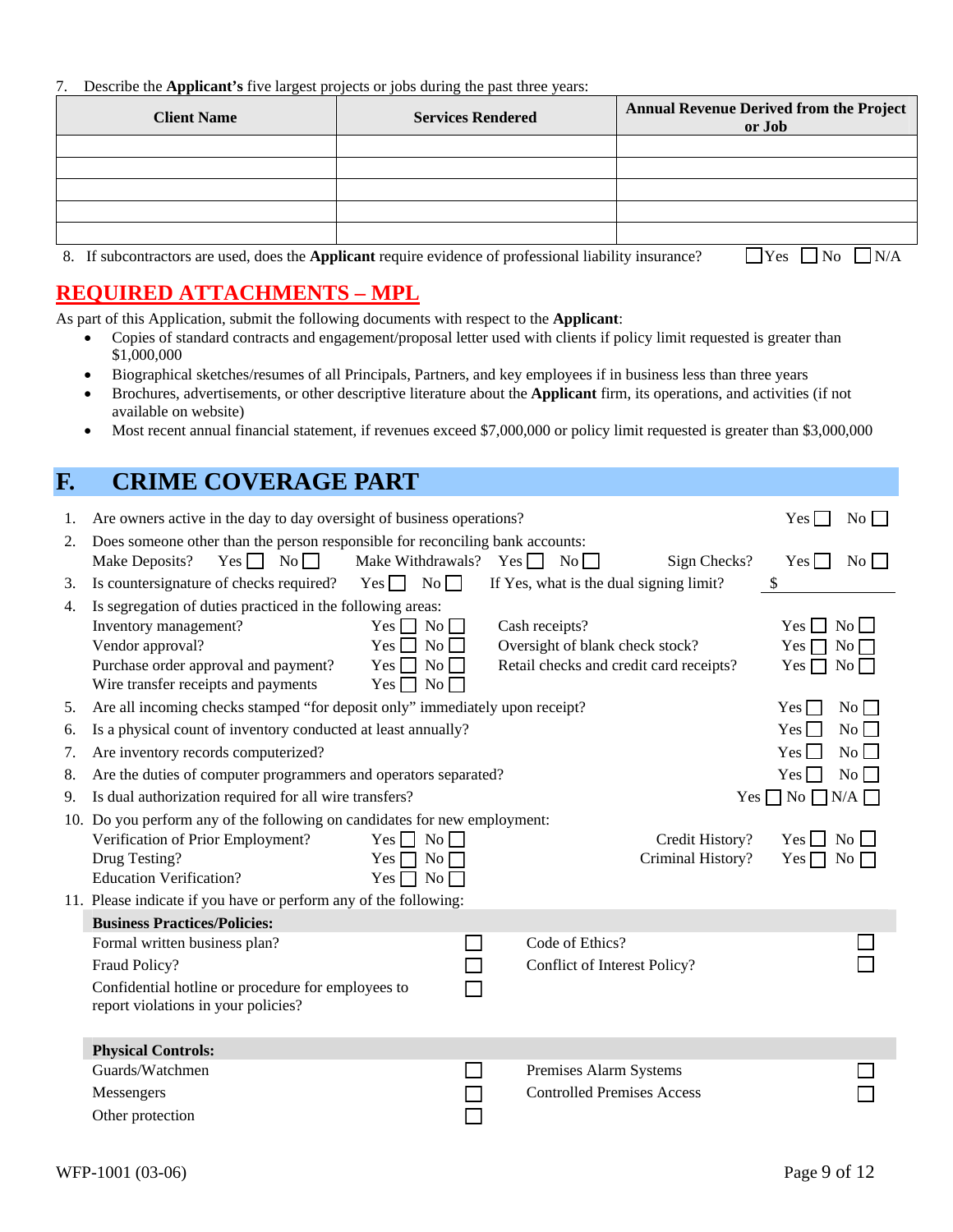7. Describe the **Applicant's** five largest projects or jobs during the past three years:

| Client Name | Services Rendered | Annual Revenue Derived from the Project or Job |
|---|---|---|
| | | |
| | | |
| | | |
| | | |
| | | |

8. If subcontractors are used, does the **Applicant** require evidence of professional liability insurance? ☐ Yes ☐ No ☐ N/A

## REQUIRED ATTACHMENTS – MPL

As part of this Application, submit the following documents with respect to the **Applicant**:

- Copies of standard contracts and engagement/proposal letter used with clients if policy limit requested is greater than $1,000,000
- Biographical sketches/resumes of all Principals, Partners, and key employees if in business less than three years
- Brochures, advertisements, or other descriptive literature about the **Applicant** firm, its operations, and activities (if not available on website)
- Most recent annual financial statement, if revenues exceed $7,000,000 or policy limit requested is greater than $3,000,000

# F. CRIME COVERAGE PART

1. Are owners active in the day to day oversight of business operations? Yes ☐ No ☐
2. Does someone other than the person responsible for reconciling bank accounts:
   Make Deposits? Yes ☐ No ☐ Make Withdrawals? Yes ☐ No ☐ Sign Checks? Yes ☐ No ☐
3. Is countersignature of checks required? Yes ☐ No ☐ If Yes, what is the dual signing limit? $ ________
4. Is segregation of duties practiced in the following areas:
   - Inventory management? Yes ☐ No ☐
   - Vendor approval? Yes ☐ No ☐
   - Purchase order approval and payment? Yes ☐ No ☐
   - Wire transfer receipts and payments Yes ☐ No ☐
   - Cash receipts? Yes ☐ No ☐
   - Oversight of blank check stock? Yes ☐ No ☐
   - Retail checks and credit card receipts? Yes ☐ No ☐
5. Are all incoming checks stamped "for deposit only" immediately upon receipt? Yes ☐ No ☐
6. Is a physical count of inventory conducted at least annually? Yes ☐ No ☐
7. Are inventory records computerized? Yes ☐ No ☐
8. Are the duties of computer programmers and operators separated? Yes ☐ No ☐
9. Is dual authorization required for all wire transfers? Yes ☐ No ☐ N/A ☐
10. Do you perform any of the following on candidates for new employment:
    - Verification of Prior Employment? Yes ☐ No ☐
    - Drug Testing? Yes ☐ No ☐
    - Education Verification? Yes ☐ No ☐
    - Credit History? Yes ☐ No ☐
    - Criminal History? Yes ☐ No ☐
11. Please indicate if you have or perform any of the following:

**Business Practices/Policies:**

- Formal written business plan? ☐
- Fraud Policy? ☐
- Confidential hotline or procedure for employees to report violations in your policies? ☐
- Code of Ethics? ☐
- Conflict of Interest Policy? ☐

**Physical Controls:**

- Guards/Watchmen ☐
- Messengers ☐
- Other protection ☐
- Premises Alarm Systems ☐
- Controlled Premises Access ☐

WFP-1001 (03-06)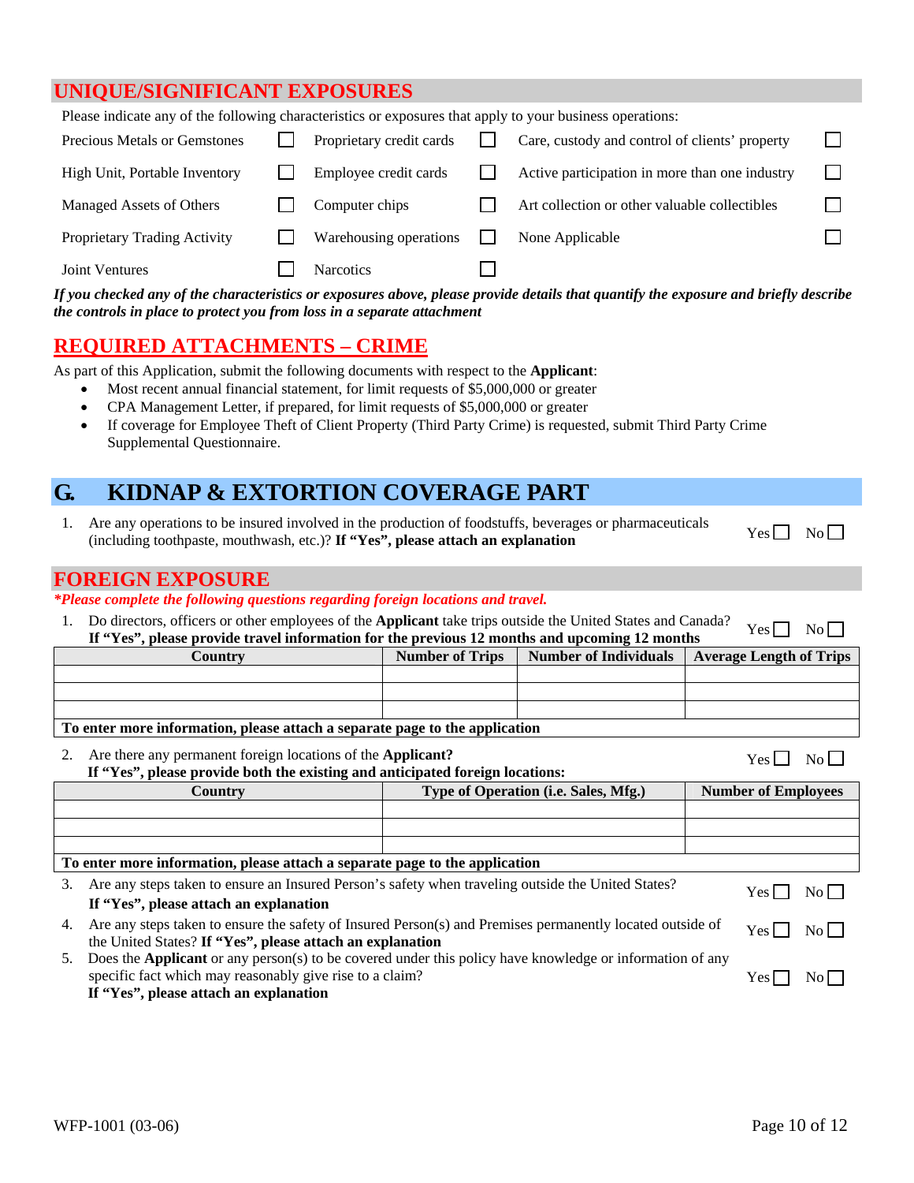## UNIQUE/SIGNIFICANT EXPOSURES

Please indicate any of the following characteristics or exposures that apply to your business operations:

| | | | | | |
|---|---|---|---|---|---|
| Precious Metals or Gemstones | ☐ | Proprietary credit cards | ☐ | Care, custody and control of clients' property | ☐ |
| High Unit, Portable Inventory | ☐ | Employee credit cards | ☐ | Active participation in more than one industry | ☐ |
| Managed Assets of Others | ☐ | Computer chips | ☐ | Art collection or other valuable collectibles | ☐ |
| Proprietary Trading Activity | ☐ | Warehousing operations | ☐ | None Applicable | ☐ |
| Joint Ventures | ☐ | Narcotics | ☐ | | |

***If you checked any of the characteristics or exposures above, please provide details that quantify the exposure and briefly describe the controls in place to protect you from loss in a separate attachment***

## REQUIRED ATTACHMENTS – CRIME

As part of this Application, submit the following documents with respect to the **Applicant**:

- Most recent annual financial statement, for limit requests of $5,000,000 or greater
- CPA Management Letter, if prepared, for limit requests of $5,000,000 or greater
- If coverage for Employee Theft of Client Property (Third Party Crime) is requested, submit Third Party Crime Supplemental Questionnaire.

## G. KIDNAP & EXTORTION COVERAGE PART

1. Are any operations to be insured involved in the production of foodstuffs, beverages or pharmaceuticals (including toothpaste, mouthwash, etc.)? **If "Yes", please attach an explanation** Yes ☐ No ☐

## FOREIGN EXPOSURE

***\*Please complete the following questions regarding foreign locations and travel.***

1. Do directors, officers or other employees of the **Applicant** take trips outside the United States and Canada? Yes ☐ No ☐
   **If "Yes", please provide travel information for the previous 12 months and upcoming 12 months**

| Country | Number of Trips | Number of Individuals | Average Length of Trips |
|---|---|---|---|
| | | | |
| | | | |
| | | | |
| **To enter more information, please attach a separate page to the application** | | | |

2. Are there any permanent foreign locations of the **Applicant?** Yes ☐ No ☐
   **If "Yes", please provide both the existing and anticipated foreign locations:**

| Country | Type of Operation (i.e. Sales, Mfg.) | Number of Employees |
|---|---|---|
| | | |
| | | |
| | | |
| **To enter more information, please attach a separate page to the application** | | |

3. Are any steps taken to ensure an Insured Person's safety when traveling outside the United States? Yes ☐ No ☐
   **If "Yes", please attach an explanation**
4. Are any steps taken to ensure the safety of Insured Person(s) and Premises permanently located outside of the United States? **If "Yes", please attach an explanation** Yes ☐ No ☐
5. Does the **Applicant** or any person(s) to be covered under this policy have knowledge or information of any specific fact which may reasonably give rise to a claim? Yes ☐ No ☐
   **If "Yes", please attach an explanation**

WFP-1001 (03-06)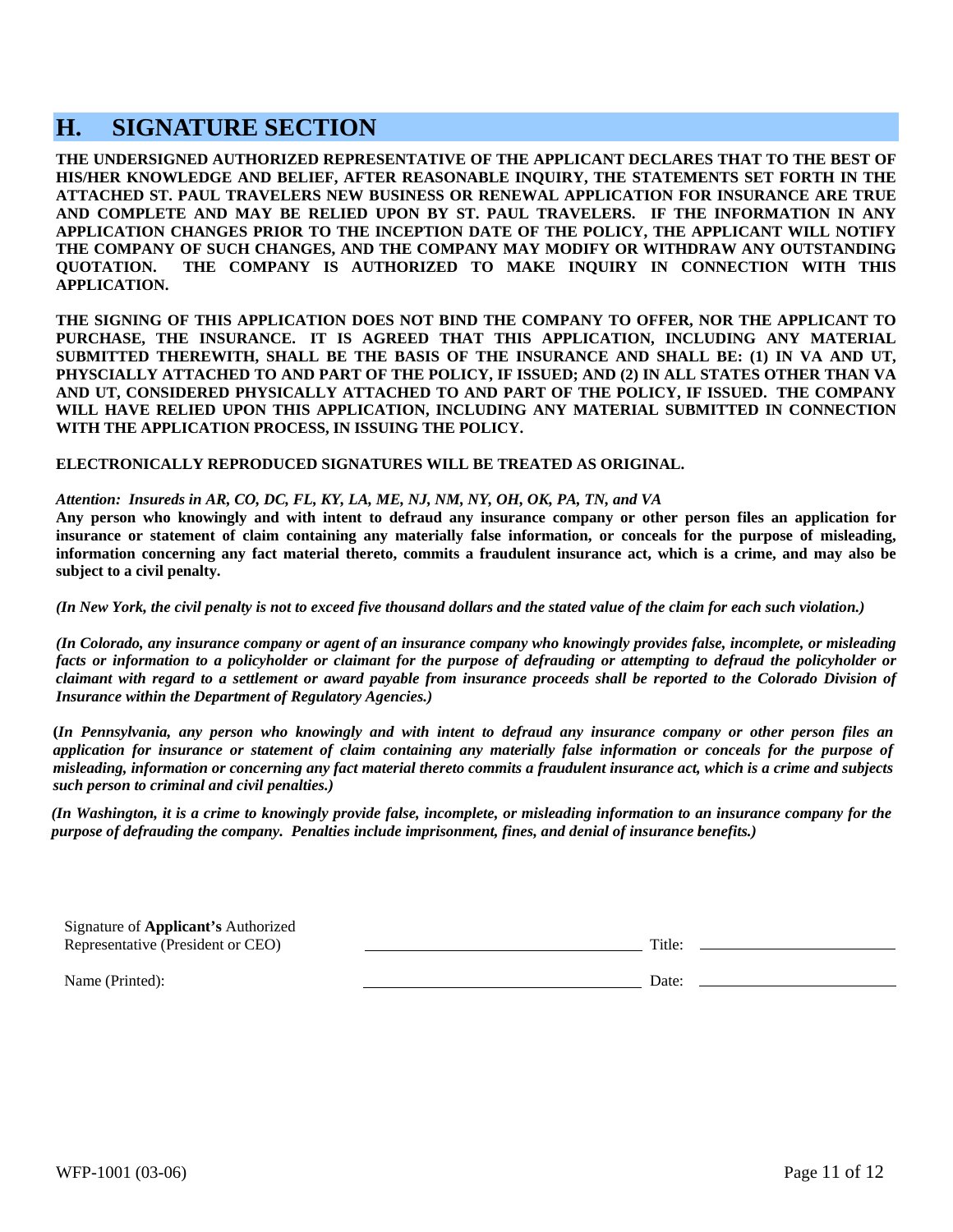# H. SIGNATURE SECTION

**THE UNDERSIGNED AUTHORIZED REPRESENTATIVE OF THE APPLICANT DECLARES THAT TO THE BEST OF HIS/HER KNOWLEDGE AND BELIEF, AFTER REASONABLE INQUIRY, THE STATEMENTS SET FORTH IN THE ATTACHED ST. PAUL TRAVELERS NEW BUSINESS OR RENEWAL APPLICATION FOR INSURANCE ARE TRUE AND COMPLETE AND MAY BE RELIED UPON BY ST. PAUL TRAVELERS. IF THE INFORMATION IN ANY APPLICATION CHANGES PRIOR TO THE INCEPTION DATE OF THE POLICY, THE APPLICANT WILL NOTIFY THE COMPANY OF SUCH CHANGES, AND THE COMPANY MAY MODIFY OR WITHDRAW ANY OUTSTANDING QUOTATION. THE COMPANY IS AUTHORIZED TO MAKE INQUIRY IN CONNECTION WITH THIS APPLICATION.**

**THE SIGNING OF THIS APPLICATION DOES NOT BIND THE COMPANY TO OFFER, NOR THE APPLICANT TO PURCHASE, THE INSURANCE. IT IS AGREED THAT THIS APPLICATION, INCLUDING ANY MATERIAL SUBMITTED THEREWITH, SHALL BE THE BASIS OF THE INSURANCE AND SHALL BE: (1) IN VA AND UT, PHYSCIALLY ATTACHED TO AND PART OF THE POLICY, IF ISSUED; AND (2) IN ALL STATES OTHER THAN VA AND UT, CONSIDERED PHYSICALLY ATTACHED TO AND PART OF THE POLICY, IF ISSUED. THE COMPANY WILL HAVE RELIED UPON THIS APPLICATION, INCLUDING ANY MATERIAL SUBMITTED IN CONNECTION WITH THE APPLICATION PROCESS, IN ISSUING THE POLICY.**

**ELECTRONICALLY REPRODUCED SIGNATURES WILL BE TREATED AS ORIGINAL.**

***Attention: Insureds in AR, CO, DC, FL, KY, LA, ME, NJ, NM, NY, OH, OK, PA, TN, and VA***

**Any person who knowingly and with intent to defraud any insurance company or other person files an application for insurance or statement of claim containing any materially false information, or conceals for the purpose of misleading, information concerning any fact material thereto, commits a fraudulent insurance act, which is a crime, and may also be subject to a civil penalty.**

***(In New York, the civil penalty is not to exceed five thousand dollars and the stated value of the claim for each such violation.)***

***(In Colorado, any insurance company or agent of an insurance company who knowingly provides false, incomplete, or misleading facts or information to a policyholder or claimant for the purpose of defrauding or attempting to defraud the policyholder or claimant with regard to a settlement or award payable from insurance proceeds shall be reported to the Colorado Division of Insurance within the Department of Regulatory Agencies.)***

***(In Pennsylvania, any person who knowingly and with intent to defraud any insurance company or other person files an application for insurance or statement of claim containing any materially false information or conceals for the purpose of misleading, information or concerning any fact material thereto commits a fraudulent insurance act, which is a crime and subjects such person to criminal and civil penalties.)***

***(In Washington, it is a crime to knowingly provide false, incomplete, or misleading information to an insurance company for the purpose of defrauding the company. Penalties include imprisonment, fines, and denial of insurance benefits.)***

Signature of **Applicant's** Authorized Representative (President or CEO) \_\_\_\_\_\_\_\_\_\_\_\_\_\_\_\_\_\_\_\_ Title: \_\_\_\_\_\_\_\_\_\_\_\_\_\_\_\_\_\_\_\_

Name (Printed): \_\_\_\_\_\_\_\_\_\_\_\_\_\_\_\_\_\_\_\_ Date: \_\_\_\_\_\_\_\_\_\_\_\_\_\_\_\_\_\_\_\_

WFP-1001 (03-06)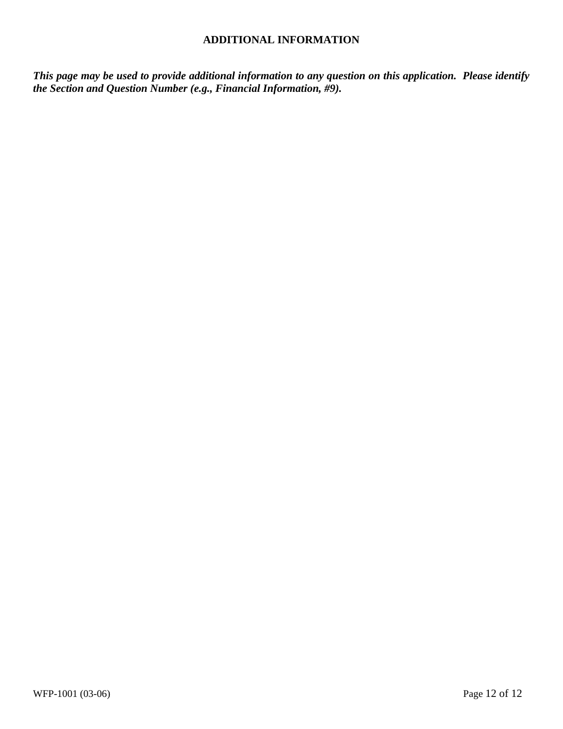## ADDITIONAL INFORMATION

***This page may be used to provide additional information to any question on this application. Please identify the Section and Question Number (e.g., Financial Information, #9).***